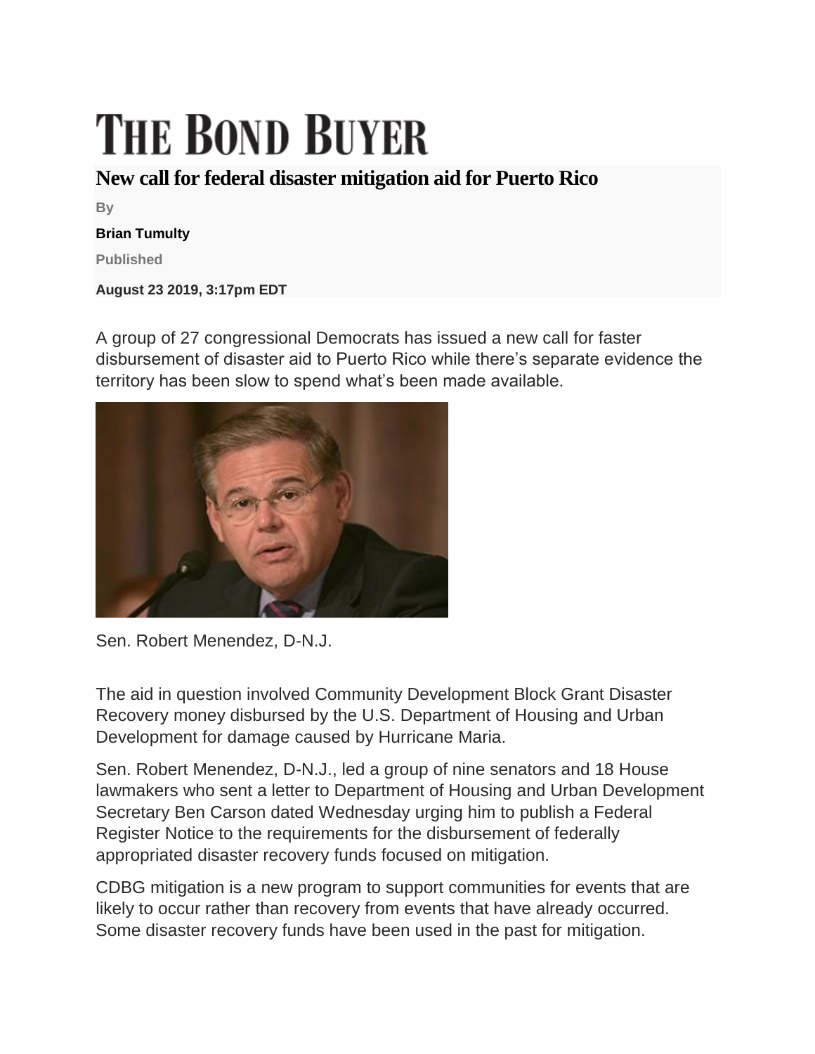# THE BOND BUYER

## New call for federal disaster mitigation aid for Puerto Rico

By

**Brian Tumulty**

Published

**August 23 2019, 3:17pm EDT**

A group of 27 congressional Democrats has issued a new call for faster disbursement of disaster aid to Puerto Rico while there's separate evidence the territory has been slow to spend what's been made available.

Sen. Robert Menendez, D-N.J.

The aid in question involved Community Development Block Grant Disaster Recovery money disbursed by the U.S. Department of Housing and Urban Development for damage caused by Hurricane Maria.

Sen. Robert Menendez, D-N.J., led a group of nine senators and 18 House lawmakers who sent a letter to Department of Housing and Urban Development Secretary Ben Carson dated Wednesday urging him to publish a Federal Register Notice to the requirements for the disbursement of federally appropriated disaster recovery funds focused on mitigation.

CDBG mitigation is a new program to support communities for events that are likely to occur rather than recovery from events that have already occurred. Some disaster recovery funds have been used in the past for mitigation.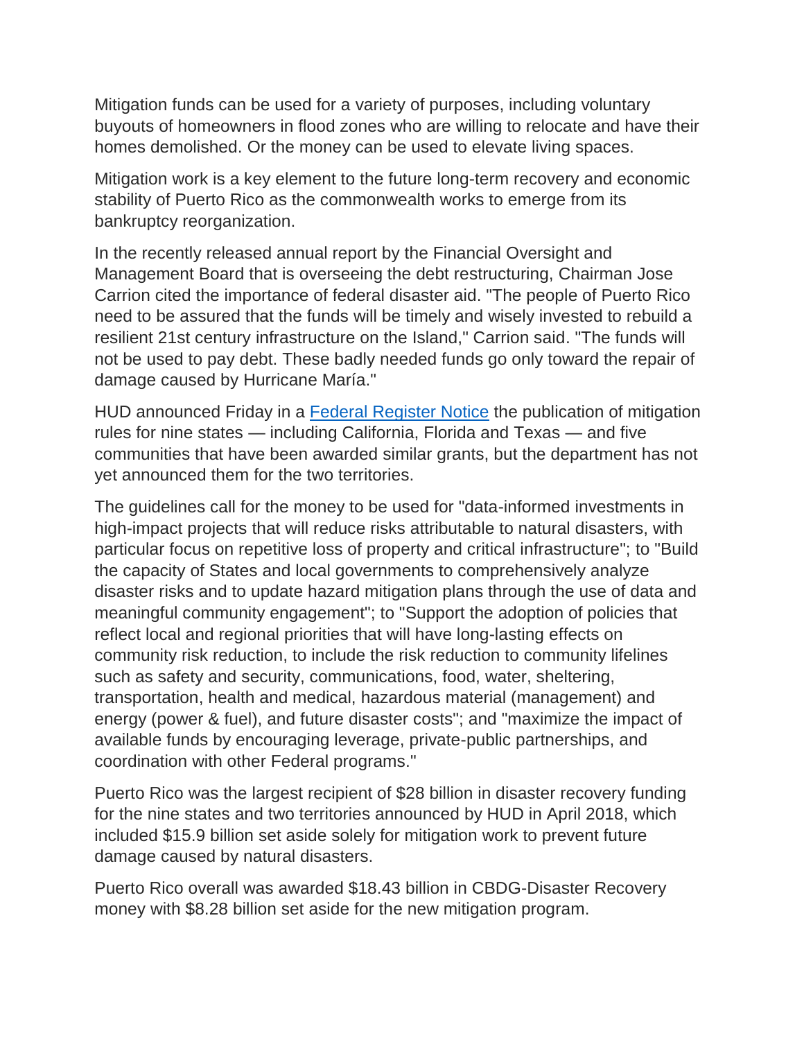Mitigation funds can be used for a variety of purposes, including voluntary buyouts of homeowners in flood zones who are willing to relocate and have their homes demolished. Or the money can be used to elevate living spaces.

Mitigation work is a key element to the future long-term recovery and economic stability of Puerto Rico as the commonwealth works to emerge from its bankruptcy reorganization.

In the recently released annual report by the Financial Oversight and Management Board that is overseeing the debt restructuring, Chairman Jose Carrion cited the importance of federal disaster aid. "The people of Puerto Rico need to be assured that the funds will be timely and wisely invested to rebuild a resilient 21st century infrastructure on the Island," Carrion said. "The funds will not be used to pay debt. These badly needed funds go only toward the repair of damage caused by Hurricane María."

HUD announced Friday in a [Federal Register Notice] the publication of mitigation rules for nine states — including California, Florida and Texas — and five communities that have been awarded similar grants, but the department has not yet announced them for the two territories.

The guidelines call for the money to be used for "data-informed investments in high-impact projects that will reduce risks attributable to natural disasters, with particular focus on repetitive loss of property and critical infrastructure"; to "Build the capacity of States and local governments to comprehensively analyze disaster risks and to update hazard mitigation plans through the use of data and meaningful community engagement"; to "Support the adoption of policies that reflect local and regional priorities that will have long-lasting effects on community risk reduction, to include the risk reduction to community lifelines such as safety and security, communications, food, water, sheltering, transportation, health and medical, hazardous material (management) and energy (power & fuel), and future disaster costs"; and "maximize the impact of available funds by encouraging leverage, private-public partnerships, and coordination with other Federal programs."

Puerto Rico was the largest recipient of $28 billion in disaster recovery funding for the nine states and two territories announced by HUD in April 2018, which included $15.9 billion set aside solely for mitigation work to prevent future damage caused by natural disasters.

Puerto Rico overall was awarded $18.43 billion in CBDG-Disaster Recovery money with $8.28 billion set aside for the new mitigation program.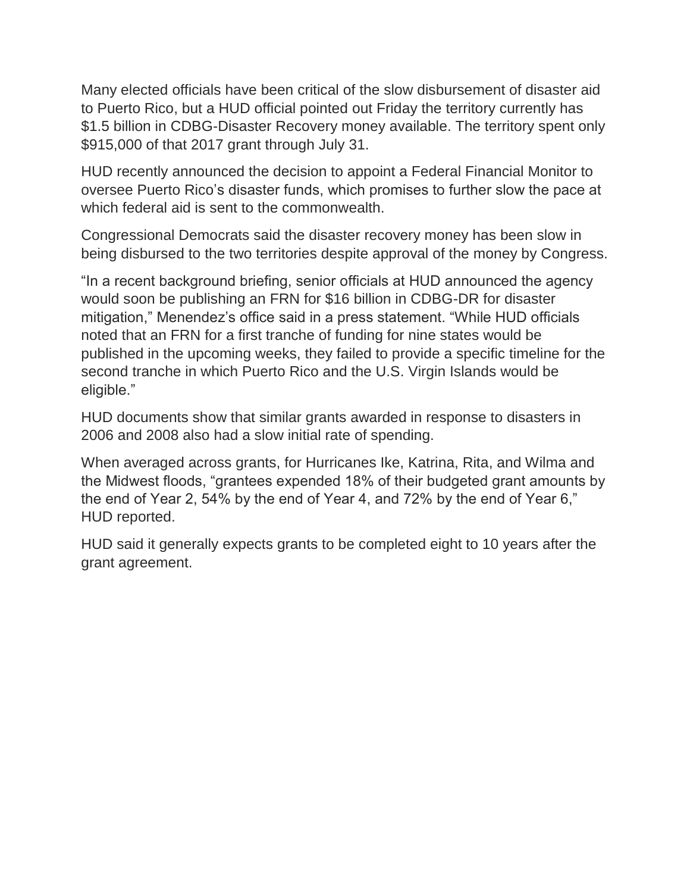Many elected officials have been critical of the slow disbursement of disaster aid to Puerto Rico, but a HUD official pointed out Friday the territory currently has $1.5 billion in CDBG-Disaster Recovery money available. The territory spent only $915,000 of that 2017 grant through July 31.

HUD recently announced the decision to appoint a Federal Financial Monitor to oversee Puerto Rico's disaster funds, which promises to further slow the pace at which federal aid is sent to the commonwealth.

Congressional Democrats said the disaster recovery money has been slow in being disbursed to the two territories despite approval of the money by Congress.

"In a recent background briefing, senior officials at HUD announced the agency would soon be publishing an FRN for $16 billion in CDBG-DR for disaster mitigation," Menendez's office said in a press statement. "While HUD officials noted that an FRN for a first tranche of funding for nine states would be published in the upcoming weeks, they failed to provide a specific timeline for the second tranche in which Puerto Rico and the U.S. Virgin Islands would be eligible."

HUD documents show that similar grants awarded in response to disasters in 2006 and 2008 also had a slow initial rate of spending.

When averaged across grants, for Hurricanes Ike, Katrina, Rita, and Wilma and the Midwest floods, "grantees expended 18% of their budgeted grant amounts by the end of Year 2, 54% by the end of Year 4, and 72% by the end of Year 6," HUD reported.

HUD said it generally expects grants to be completed eight to 10 years after the grant agreement.